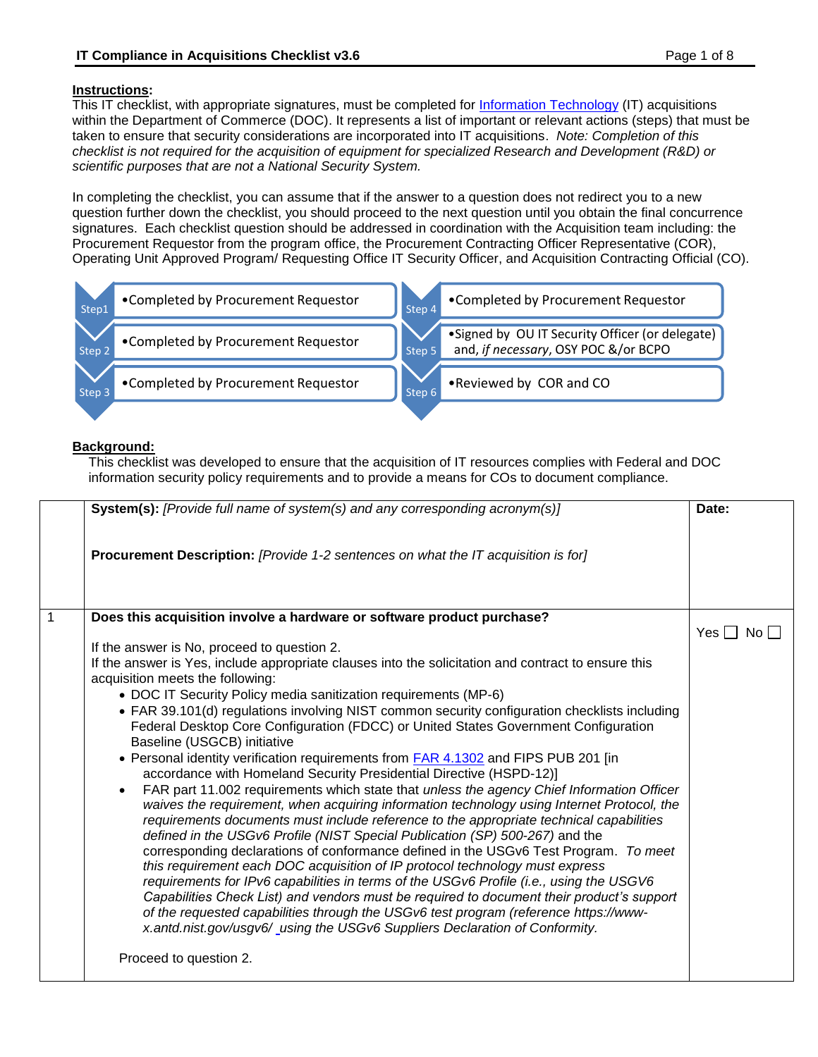**IT Compliance in Acquisitions Checklist v3.6**

**Instructions:**

This IT checklist, with appropriate signatures, must be completed for Information Technology (IT) acquisitions within the Department of Commerce (DOC). It represents a list of important or relevant actions (steps) that must be taken to ensure that security considerations are incorporated into IT acquisitions. *Note: Completion of this checklist is not required for the acquisition of equipment for specialized Research and Development (R&D) or scientific purposes that are not a National Security System.*

In completing the checklist, you can assume that if the answer to a question does not redirect you to a new question further down the checklist, you should proceed to the next question until you obtain the final concurrence signatures. Each checklist question should be addressed in coordination with the Acquisition team including: the Procurement Requestor from the program office, the Procurement Contracting Officer Representative (COR), Operating Unit Approved Program/ Requesting Office IT Security Officer, and Acquisition Contracting Official (CO).

- Step1 • Completed by Procurement Requestor
- Step 2 • Completed by Procurement Requestor
- Step 3 • Completed by Procurement Requestor
- Step 4 • Completed by Procurement Requestor
- Step 5 • Signed by OU IT Security Officer (or delegate) and, *if necessary*, OSY POC &/or BCPO
- Step 6 • Reviewed by COR and CO

**Background:**

This checklist was developed to ensure that the acquisition of IT resources complies with Federal and DOC information security policy requirements and to provide a means for COs to document compliance.

| | | |
|---|---|---|
| | **System(s):** *[Provide full name of system(s) and any corresponding acronym(s)]*<br><br>**Procurement Description:** *[Provide 1-2 sentences on what the IT acquisition is for]* | **Date:** |
| 1 | **Does this acquisition involve a hardware or software product purchase?**<br><br>If the answer is No, proceed to question 2.<br>If the answer is Yes, include appropriate clauses into the solicitation and contract to ensure this acquisition meets the following:<br>• DOC IT Security Policy media sanitization requirements (MP-6)<br>• FAR 39.101(d) regulations involving NIST common security configuration checklists including Federal Desktop Core Configuration (FDCC) or United States Government Configuration Baseline (USGCB) initiative<br>• Personal identity verification requirements from FAR 4.1302 and FIPS PUB 201 [in accordance with Homeland Security Presidential Directive (HSPD-12)]<br>• FAR part 11.002 requirements which state that *unless the agency Chief Information Officer waives the requirement, when acquiring information technology using Internet Protocol, the requirements documents must include reference to the appropriate technical capabilities defined in the USGv6 Profile (NIST Special Publication (SP) 500-267)* and the corresponding declarations of conformance defined in the USGv6 Test Program. *To meet this requirement each DOC acquisition of IP protocol technology must express requirements for IPv6 capabilities in terms of the USGv6 Profile (i.e., using the USGV6 Capabilities Check List) and vendors must be required to document their product's support of the requested capabilities through the USGv6 test program (reference https://www-x.antd.nist.gov/usgv6/ using the USGv6 Suppliers Declaration of Conformity.*<br><br>Proceed to question 2. | Yes ☐ No ☐ |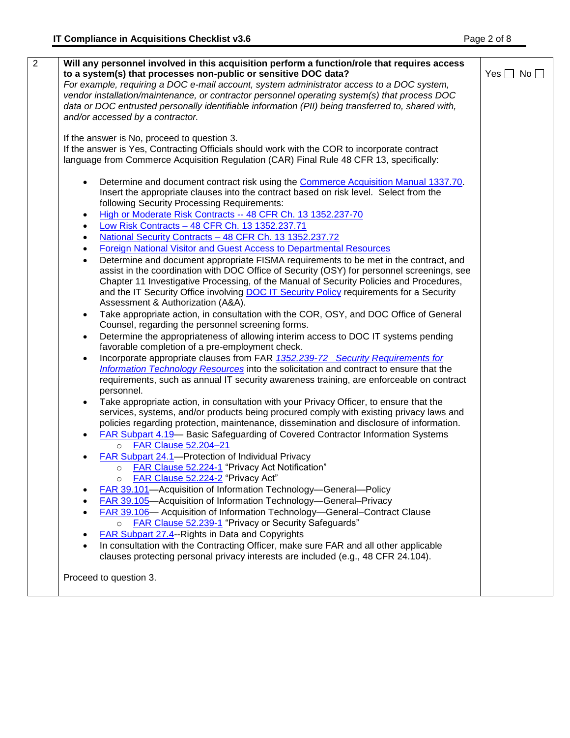| 2 | **Will any personnel involved in this acquisition perform a function/role that requires access to a system(s) that processes non-public or sensitive DOC data?** *For example, requiring a DOC e-mail account, system administrator access to a DOC system, vendor installation/maintenance, or contractor personnel operating system(s) that process DOC data or DOC entrusted personally identifiable information (PII) being transferred to, shared with, and/or accessed by a contractor.* | Yes ☐ No ☐ |
|---|---|---|

If the answer is No, proceed to question 3.
If the answer is Yes, Contracting Officials should work with the COR to incorporate contract language from Commerce Acquisition Regulation (CAR) Final Rule 48 CFR 13, specifically:

- Determine and document contract risk using the Commerce Acquisition Manual 1337.70. Insert the appropriate clauses into the contract based on risk level. Select from the following Security Processing Requirements:
- High or Moderate Risk Contracts -- 48 CFR Ch. 13 1352.237-70
- Low Risk Contracts – 48 CFR Ch. 13 1352.237.71
- National Security Contracts – 48 CFR Ch. 13 1352.237.72
- Foreign National Visitor and Guest Access to Departmental Resources
- Determine and document appropriate FISMA requirements to be met in the contract, and assist in the coordination with DOC Office of Security (OSY) for personnel screenings, see Chapter 11 Investigative Processing, of the Manual of Security Policies and Procedures, and the IT Security Office involving DOC IT Security Policy requirements for a Security Assessment & Authorization (A&A).
- Take appropriate action, in consultation with the COR, OSY, and DOC Office of General Counsel, regarding the personnel screening forms.
- Determine the appropriateness of allowing interim access to DOC IT systems pending favorable completion of a pre-employment check.
- Incorporate appropriate clauses from FAR *1352.239-72 Security Requirements for Information Technology Resources* into the solicitation and contract to ensure that the requirements, such as annual IT security awareness training, are enforceable on contract personnel.
- Take appropriate action, in consultation with your Privacy Officer, to ensure that the services, systems, and/or products being procured comply with existing privacy laws and policies regarding protection, maintenance, dissemination and disclosure of information.
- FAR Subpart 4.19— Basic Safeguarding of Covered Contractor Information Systems
  - FAR Clause 52.204–21
- FAR Subpart 24.1—Protection of Individual Privacy
  - FAR Clause 52.224-1 "Privacy Act Notification"
  - FAR Clause 52.224-2 "Privacy Act"
- FAR 39.101—Acquisition of Information Technology—General—Policy
- FAR 39.105—Acquisition of Information Technology—General–Privacy
- FAR 39.106— Acquisition of Information Technology—General–Contract Clause
  - FAR Clause 52.239-1 "Privacy or Security Safeguards"
- FAR Subpart 27.4--Rights in Data and Copyrights
- In consultation with the Contracting Officer, make sure FAR and all other applicable clauses protecting personal privacy interests are included (e.g., 48 CFR 24.104).

Proceed to question 3.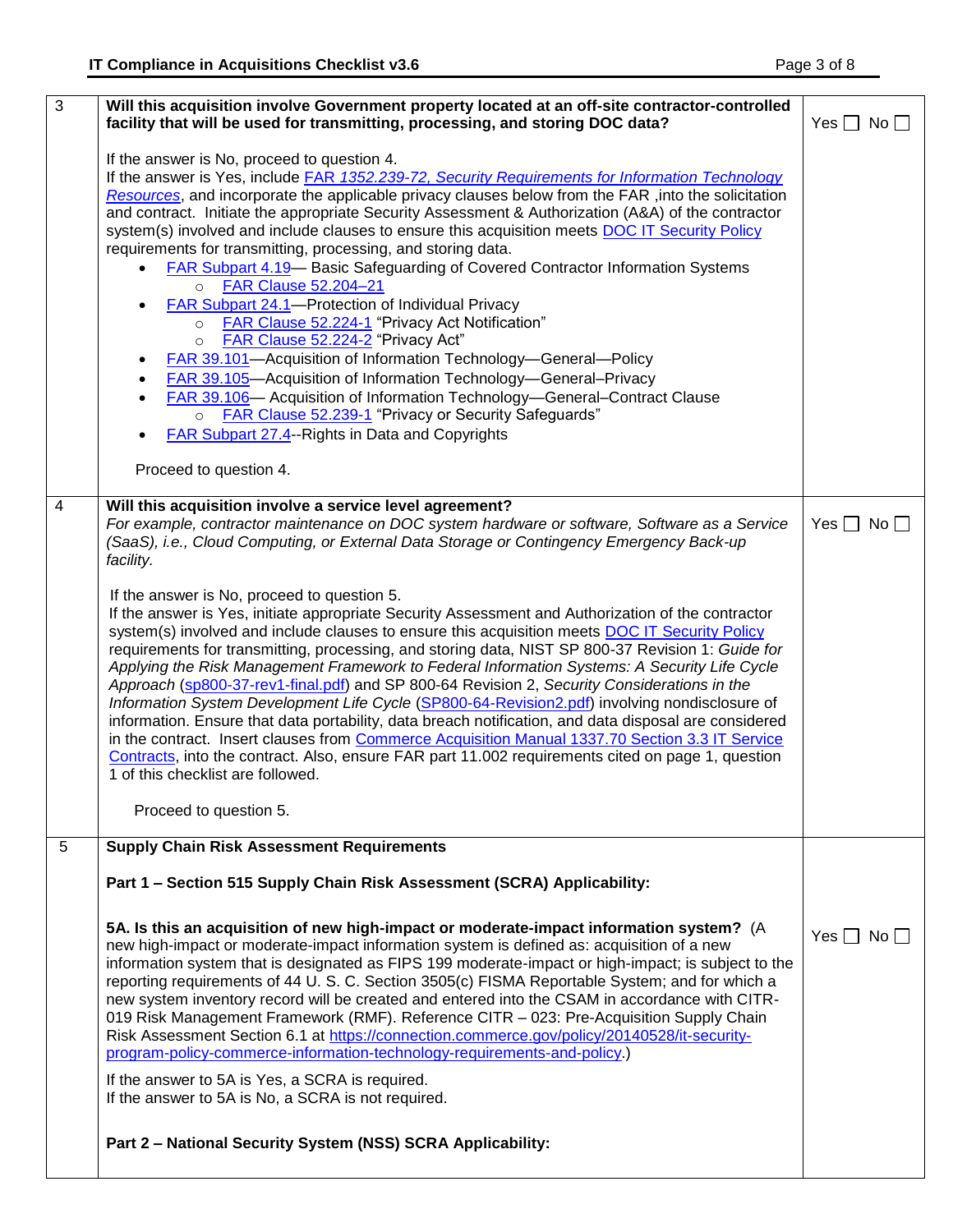| | | |
|---|---|---|
| 3 | **Will this acquisition involve Government property located at an off-site contractor-controlled facility that will be used for transmitting, processing, and storing DOC data?**<br><br>If the answer is No, proceed to question 4.<br>If the answer is Yes, include FAR *1352.239-72, Security Requirements for Information Technology Resources*, and incorporate the applicable privacy clauses below from the FAR ,into the solicitation and contract. Initiate the appropriate Security Assessment & Authorization (A&A) of the contractor system(s) involved and include clauses to ensure this acquisition meets DOC IT Security Policy requirements for transmitting, processing, and storing data.<br>• FAR Subpart 4.19— Basic Safeguarding of Covered Contractor Information Systems<br>  ○ FAR Clause 52.204–21<br>• FAR Subpart 24.1—Protection of Individual Privacy<br>  ○ FAR Clause 52.224-1 "Privacy Act Notification"<br>  ○ FAR Clause 52.224-2 "Privacy Act"<br>• FAR 39.101—Acquisition of Information Technology—General—Policy<br>• FAR 39.105—Acquisition of Information Technology—General–Privacy<br>• FAR 39.106— Acquisition of Information Technology—General–Contract Clause<br>  ○ FAR Clause 52.239-1 "Privacy or Security Safeguards"<br>• FAR Subpart 27.4--Rights in Data and Copyrights<br><br>Proceed to question 4. | Yes ☐ No ☐ |
| 4 | **Will this acquisition involve a service level agreement?**<br>*For example, contractor maintenance on DOC system hardware or software, Software as a Service (SaaS), i.e., Cloud Computing, or External Data Storage or Contingency Emergency Back-up facility.*<br><br>If the answer is No, proceed to question 5.<br>If the answer is Yes, initiate appropriate Security Assessment and Authorization of the contractor system(s) involved and include clauses to ensure this acquisition meets DOC IT Security Policy requirements for transmitting, processing, and storing data, NIST SP 800-37 Revision 1: *Guide for Applying the Risk Management Framework to Federal Information Systems: A Security Life Cycle Approach* (sp800-37-rev1-final.pdf) and SP 800-64 Revision 2, *Security Considerations in the Information System Development Life Cycle* (SP800-64-Revision2.pdf) involving nondisclosure of information. Ensure that data portability, data breach notification, and data disposal are considered in the contract. Insert clauses from Commerce Acquisition Manual 1337.70 Section 3.3 IT Service Contracts, into the contract. Also, ensure FAR part 11.002 requirements cited on page 1, question 1 of this checklist are followed.<br><br>Proceed to question 5. | Yes ☐ No ☐ |
| 5 | **Supply Chain Risk Assessment Requirements**<br><br>**Part 1 – Section 515 Supply Chain Risk Assessment (SCRA) Applicability:**<br><br>**5A. Is this an acquisition of new high-impact or moderate-impact information system?** (A new high-impact or moderate-impact information system is defined as: acquisition of a new information system that is designated as FIPS 199 moderate-impact or high-impact; is subject to the reporting requirements of 44 U. S. C. Section 3505(c) FISMA Reportable System; and for which a new system inventory record will be created and entered into the CSAM in accordance with CITR-019 Risk Management Framework (RMF). Reference CITR – 023: Pre-Acquisition Supply Chain Risk Assessment Section 6.1 at https://connection.commerce.gov/policy/20140528/it-security-program-policy-commerce-information-technology-requirements-and-policy.)<br><br>If the answer to 5A is Yes, a SCRA is required.<br>If the answer to 5A is No, a SCRA is not required.<br><br>**Part 2 – National Security System (NSS) SCRA Applicability:** | Yes ☐ No ☐ |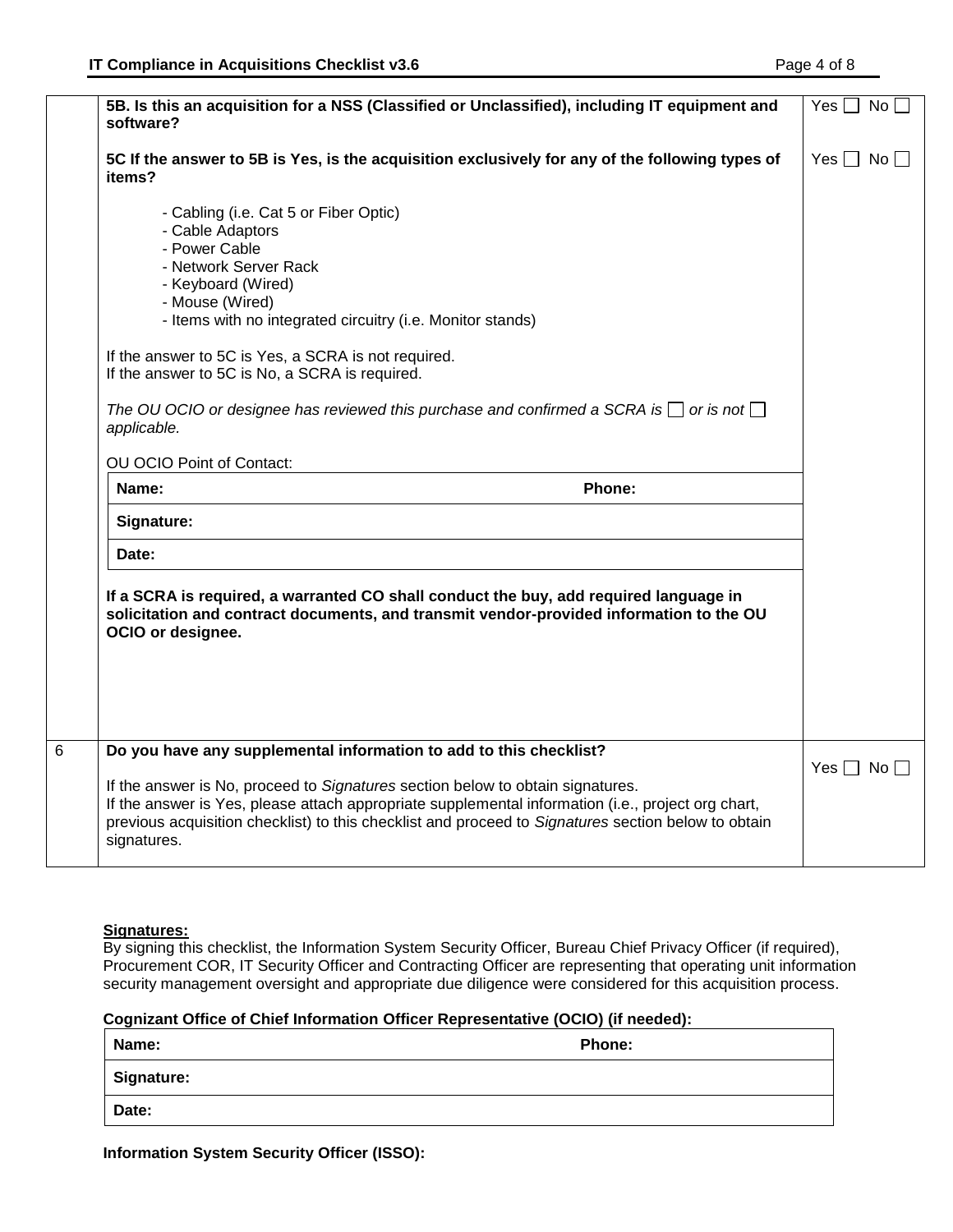| | | |
|---|---|---|
| | **5B. Is this an acquisition for a NSS (Classified or Unclassified), including IT equipment and software?** | Yes ☐ No ☐ |
| | **5C If the answer to 5B is Yes, is the acquisition exclusively for any of the following types of items?**<br><br>- Cabling (i.e. Cat 5 or Fiber Optic)<br>- Cable Adaptors<br>- Power Cable<br>- Network Server Rack<br>- Keyboard (Wired)<br>- Mouse (Wired)<br>- Items with no integrated circuitry (i.e. Monitor stands)<br><br>If the answer to 5C is Yes, a SCRA is not required.<br>If the answer to 5C is No, a SCRA is required.<br><br>*The OU OCIO or designee has reviewed this purchase and confirmed a SCRA is* ☐ *or is not* ☐ *applicable.*<br><br>OU OCIO Point of Contact:<br>**Name:** **Phone:**<br>**Signature:**<br>**Date:**<br><br>**If a SCRA is required, a warranted CO shall conduct the buy, add required language in solicitation and contract documents, and transmit vendor-provided information to the OU OCIO or designee.** | Yes ☐ No ☐ |
| 6 | **Do you have any supplemental information to add to this checklist?**<br><br>If the answer is No, proceed to *Signatures* section below to obtain signatures.<br>If the answer is Yes, please attach appropriate supplemental information (i.e., project org chart, previous acquisition checklist) to this checklist and proceed to *Signatures* section below to obtain signatures. | Yes ☐ No ☐ |

**Signatures:**

By signing this checklist, the Information System Security Officer, Bureau Chief Privacy Officer (if required), Procurement COR, IT Security Officer and Contracting Officer are representing that operating unit information security management oversight and appropriate due diligence were considered for this acquisition process.

**Cognizant Office of Chief Information Officer Representative (OCIO) (if needed):**

| **Name:** | **Phone:** |
|---|---|
| **Signature:** | |
| **Date:** | |

**Information System Security Officer (ISSO):**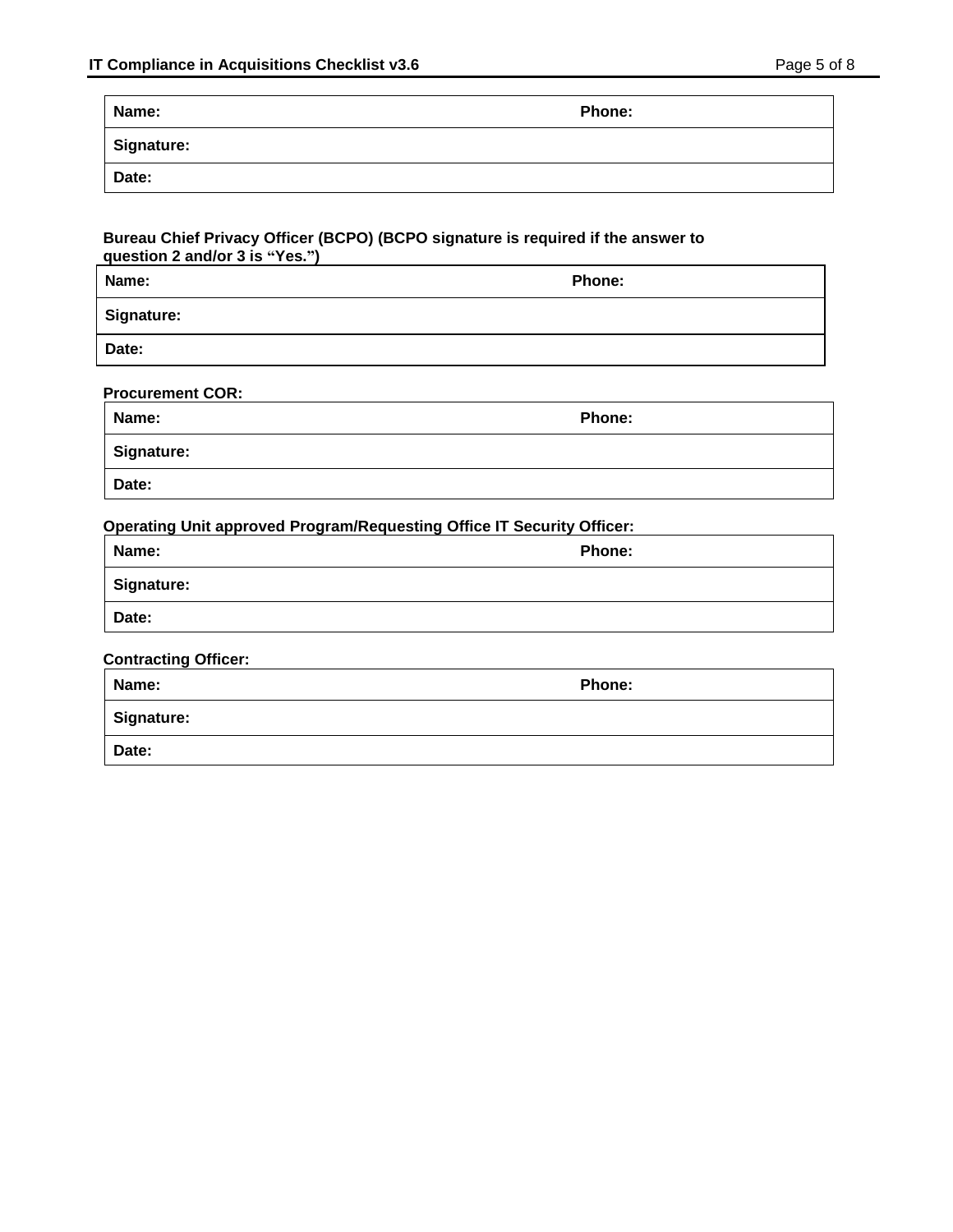| Name: | Phone: |
| --- | --- |
| Signature: | |
| Date: | |

**Bureau Chief Privacy Officer (BCPO) (BCPO signature is required if the answer to question 2 and/or 3 is "Yes.")**

| Name: | Phone: |
| --- | --- |
| Signature: | |
| Date: | |

**Procurement COR:**

| Name: | Phone: |
| --- | --- |
| Signature: | |
| Date: | |

**Operating Unit approved Program/Requesting Office IT Security Officer:**

| Name: | Phone: |
| --- | --- |
| Signature: | |
| Date: | |

**Contracting Officer:**

| Name: | Phone: |
| --- | --- |
| Signature: | |
| Date: | |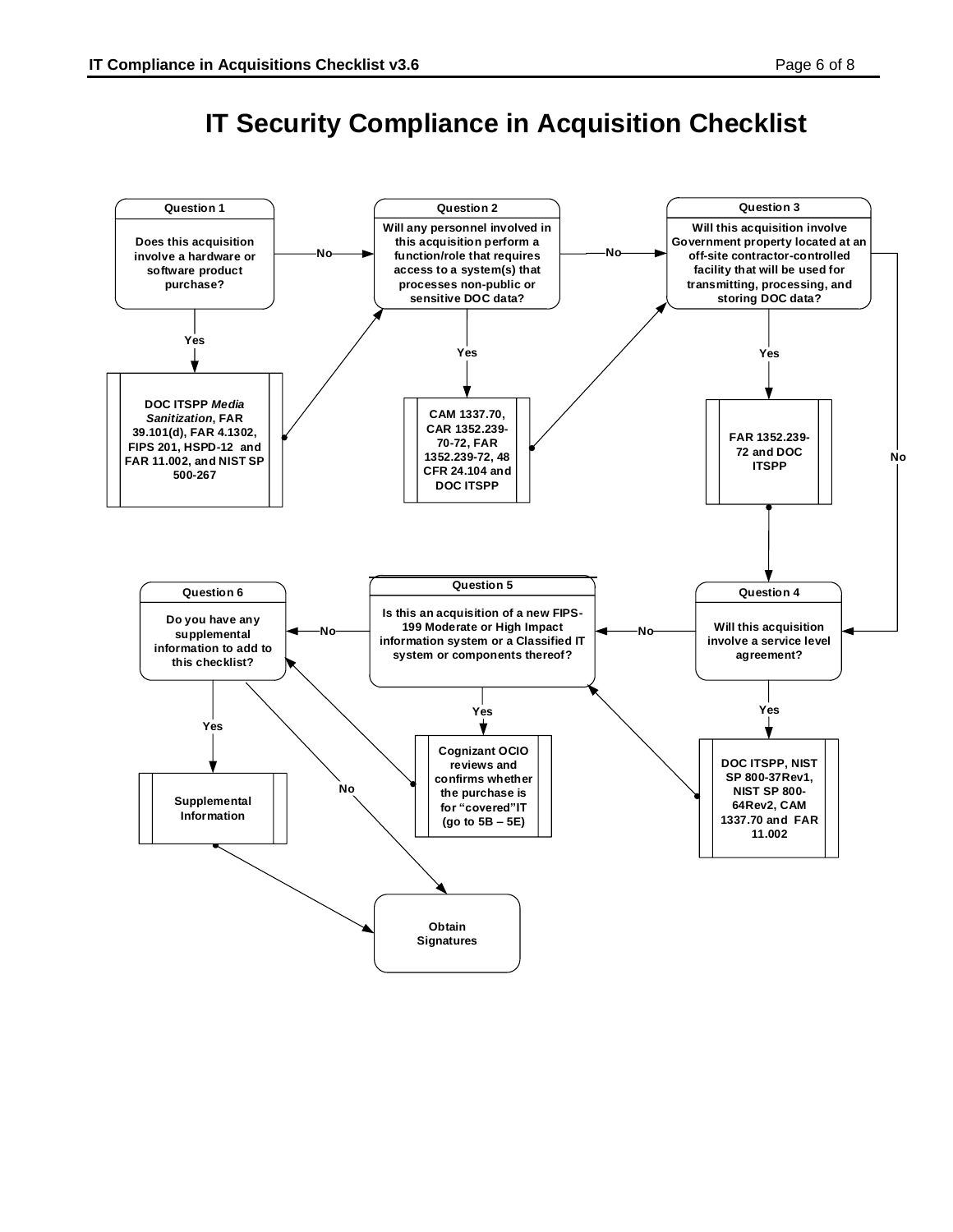# IT Security Compliance in Acquisition Checklist

**Question 1**

Does this acquisition involve a hardware or software product purchase?

- Yes → DOC ITSPP *Media Sanitization*, FAR 39.101(d), FAR 4.1302, FIPS 201, HSPD-12 and FAR 11.002, and NIST SP 500-267 → Question 2
- No → Question 2

**Question 2**

Will any personnel involved in this acquisition perform a function/role that requires access to a system(s) that processes non-public or sensitive DOC data?

- Yes → CAM 1337.70, CAR 1352.239-70-72, FAR 1352.239-72, 48 CFR 24.104 and DOC ITSPP → Question 3
- No → Question 3

**Question 3**

Will this acquisition involve Government property located at an off-site contractor-controlled facility that will be used for transmitting, processing, and storing DOC data?

- Yes → FAR 1352.239-72 and DOC ITSPP → Question 4
- No → Question 4

**Question 4**

Will this acquisition involve a service level agreement?

- Yes → DOC ITSPP, NIST SP 800-37Rev1, NIST SP 800-64Rev2, CAM 1337.70 and FAR 11.002 → Question 5
- No → Question 5

**Question 5**

Is this an acquisition of a new FIPS-199 Moderate or High Impact information system or a Classified IT system or components thereof?

- Yes → Cognizant OCIO reviews and confirms whether the purchase is for "covered" IT (go to 5B – 5E) → Question 6
- No → Question 6

**Question 6**

Do you have any supplemental information to add to this checklist?

- Yes → Supplemental Information → Obtain Signatures
- No → Obtain Signatures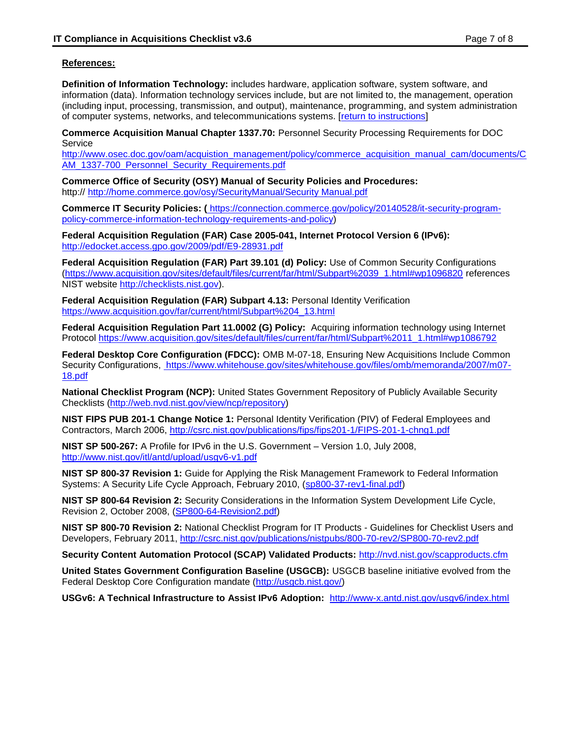**References:**

**Definition of Information Technology:** includes hardware, application software, system software, and information (data). Information technology services include, but are not limited to, the management, operation (including input, processing, transmission, and output), maintenance, programming, and system administration of computer systems, networks, and telecommunications systems. [return to instructions]

**Commerce Acquisition Manual Chapter 1337.70:** Personnel Security Processing Requirements for DOC Service
http://www.osec.doc.gov/oam/acquistion_management/policy/commerce_acquisition_manual_cam/documents/CAM_1337-700_Personnel_Security_Requirements.pdf

**Commerce Office of Security (OSY) Manual of Security Policies and Procedures:**
http:// http://home.commerce.gov/osy/SecurityManual/Security Manual.pdf

**Commerce IT Security Policies: (** https://connection.commerce.gov/policy/20140528/it-security-program-policy-commerce-information-technology-requirements-and-policy)

**Federal Acquisition Regulation (FAR) Case 2005-041, Internet Protocol Version 6 (IPv6):** http://edocket.access.gpo.gov/2009/pdf/E9-28931.pdf

**Federal Acquisition Regulation (FAR) Part 39.101 (d) Policy:** Use of Common Security Configurations (https://www.acquisition.gov/sites/default/files/current/far/html/Subpart%2039_1.html#wp1096820 references NIST website http://checklists.nist.gov).

**Federal Acquisition Regulation (FAR) Subpart 4.13:** Personal Identity Verification
https://www.acquisition.gov/far/current/html/Subpart%204_13.html

**Federal Acquisition Regulation Part 11.0002 (G) Policy:** Acquiring information technology using Internet Protocol https://www.acquisition.gov/sites/default/files/current/far/html/Subpart%2011_1.html#wp1086792

**Federal Desktop Core Configuration (FDCC):** OMB M-07-18, Ensuring New Acquisitions Include Common Security Configurations, https://www.whitehouse.gov/sites/whitehouse.gov/files/omb/memoranda/2007/m07-18.pdf

**National Checklist Program (NCP):** United States Government Repository of Publicly Available Security Checklists (http://web.nvd.nist.gov/view/ncp/repository)

**NIST FIPS PUB 201-1 Change Notice 1:** Personal Identity Verification (PIV) of Federal Employees and Contractors, March 2006, http://csrc.nist.gov/publications/fips/fips201-1/FIPS-201-1-chng1.pdf

**NIST SP 500-267:** A Profile for IPv6 in the U.S. Government – Version 1.0, July 2008, http://www.nist.gov/itl/antd/upload/usgv6-v1.pdf

**NIST SP 800-37 Revision 1:** Guide for Applying the Risk Management Framework to Federal Information Systems: A Security Life Cycle Approach, February 2010, (sp800-37-rev1-final.pdf)

**NIST SP 800-64 Revision 2:** Security Considerations in the Information System Development Life Cycle, Revision 2, October 2008, (SP800-64-Revision2.pdf)

**NIST SP 800-70 Revision 2:** National Checklist Program for IT Products - Guidelines for Checklist Users and Developers, February 2011, http://csrc.nist.gov/publications/nistpubs/800-70-rev2/SP800-70-rev2.pdf

**Security Content Automation Protocol (SCAP) Validated Products:** http://nvd.nist.gov/scapproducts.cfm

**United States Government Configuration Baseline (USGCB):** USGCB baseline initiative evolved from the Federal Desktop Core Configuration mandate (http://usgcb.nist.gov/)

**USGv6: A Technical Infrastructure to Assist IPv6 Adoption:** http://www-x.antd.nist.gov/usgv6/index.html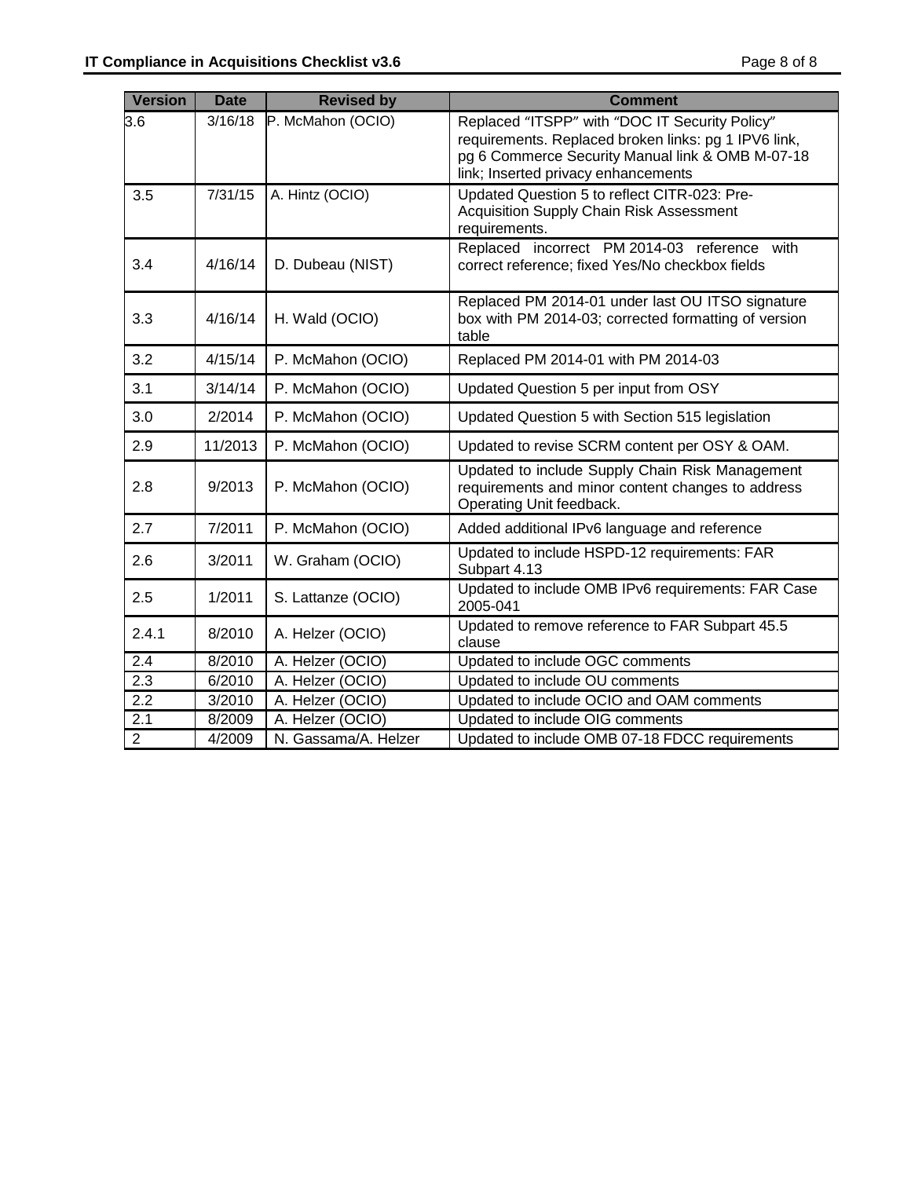| Version | Date | Revised by | Comment |
|---|---|---|---|
| 3.6 | 3/16/18 | P. McMahon (OCIO) | Replaced "ITSPP" with "DOC IT Security Policy" requirements. Replaced broken links: pg 1 IPV6 link, pg 6 Commerce Security Manual link & OMB M-07-18 link; Inserted privacy enhancements |
| 3.5 | 7/31/15 | A. Hintz (OCIO) | Updated Question 5 to reflect CITR-023: Pre-Acquisition Supply Chain Risk Assessment requirements. |
| 3.4 | 4/16/14 | D. Dubeau (NIST) | Replaced incorrect PM 2014-03 reference with correct reference; fixed Yes/No checkbox fields |
| 3.3 | 4/16/14 | H. Wald (OCIO) | Replaced PM 2014-01 under last OU ITSO signature box with PM 2014-03; corrected formatting of version table |
| 3.2 | 4/15/14 | P. McMahon (OCIO) | Replaced PM 2014-01 with PM 2014-03 |
| 3.1 | 3/14/14 | P. McMahon (OCIO) | Updated Question 5 per input from OSY |
| 3.0 | 2/2014 | P. McMahon (OCIO) | Updated Question 5 with Section 515 legislation |
| 2.9 | 11/2013 | P. McMahon (OCIO) | Updated to revise SCRM content per OSY & OAM. |
| 2.8 | 9/2013 | P. McMahon (OCIO) | Updated to include Supply Chain Risk Management requirements and minor content changes to address Operating Unit feedback. |
| 2.7 | 7/2011 | P. McMahon (OCIO) | Added additional IPv6 language and reference |
| 2.6 | 3/2011 | W. Graham (OCIO) | Updated to include HSPD-12 requirements: FAR Subpart 4.13 |
| 2.5 | 1/2011 | S. Lattanze (OCIO) | Updated to include OMB IPv6 requirements: FAR Case 2005-041 |
| 2.4.1 | 8/2010 | A. Helzer (OCIO) | Updated to remove reference to FAR Subpart 45.5 clause |
| 2.4 | 8/2010 | A. Helzer (OCIO) | Updated to include OGC comments |
| 2.3 | 6/2010 | A. Helzer (OCIO) | Updated to include OU comments |
| 2.2 | 3/2010 | A. Helzer (OCIO) | Updated to include OCIO and OAM comments |
| 2.1 | 8/2009 | A. Helzer (OCIO) | Updated to include OIG comments |
| 2 | 4/2009 | N. Gassama/A. Helzer | Updated to include OMB 07-18 FDCC requirements |